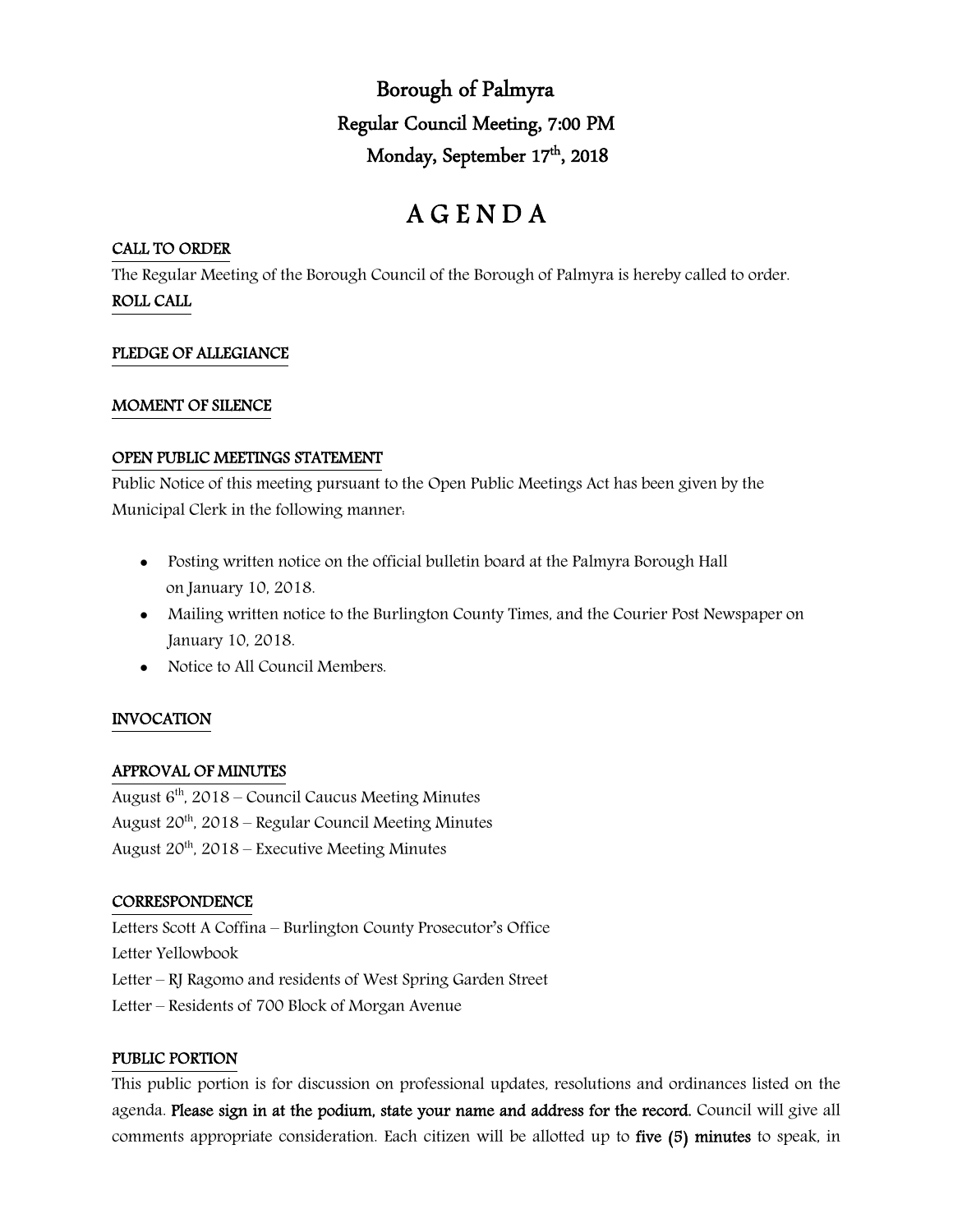# Borough of Palmyra

## Regular Council Meeting, 7:00 PM

## Monday, September 17th, 2018

# A G E N D A

**CALL TO ORDER**

The Regular Meeting of the Borough Council of the Borough of Palmyra is hereby called to order.

**ROLL CALL**

**PLEDGE OF ALLEGIANCE**

**MOMENT OF SILENCE**

**OPEN PUBLIC MEETINGS STATEMENT**

Public Notice of this meeting pursuant to the Open Public Meetings Act has been given by the Municipal Clerk in the following manner:

- Posting written notice on the official bulletin board at the Palmyra Borough Hall on January 10, 2018.
- Mailing written notice to the Burlington County Times, and the Courier Post Newspaper on January 10, 2018.
- Notice to All Council Members.

**INVOCATION**

**APPROVAL OF MINUTES**

August 6th, 2018 – Council Caucus Meeting Minutes
August 20th, 2018 – Regular Council Meeting Minutes
August 20th, 2018 – Executive Meeting Minutes

**CORRESPONDENCE**

Letters Scott A Coffina – Burlington County Prosecutor's Office
Letter Yellowbook
Letter – RJ Ragomo and residents of West Spring Garden Street
Letter – Residents of 700 Block of Morgan Avenue

**PUBLIC PORTION**

This public portion is for discussion on professional updates, resolutions and ordinances listed on the agenda. **Please sign in at the podium, state your name and address for the record.** Council will give all comments appropriate consideration. Each citizen will be allotted up to **five (5) minutes** to speak, in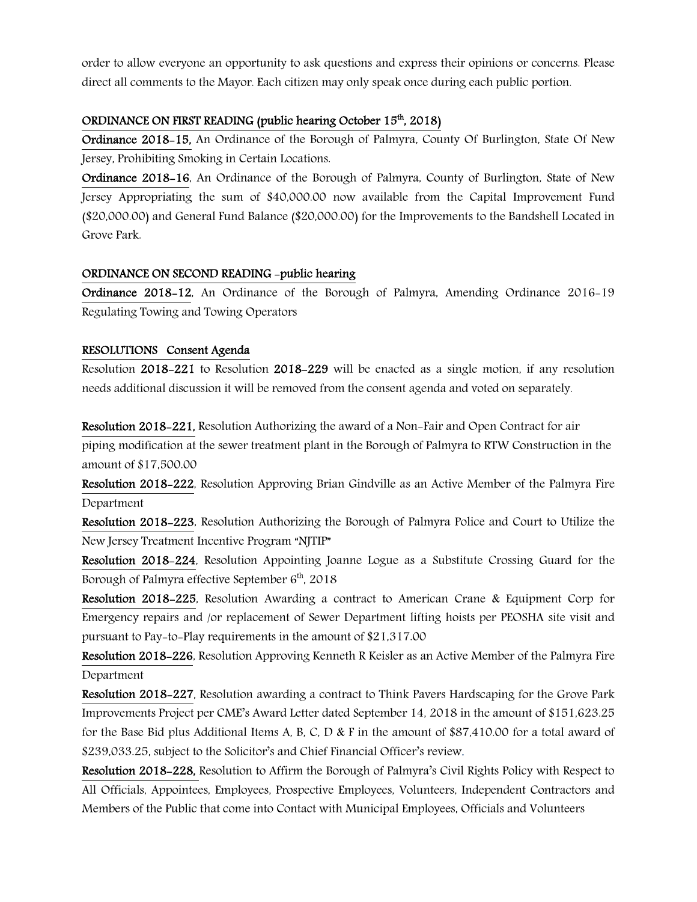order to allow everyone an opportunity to ask questions and express their opinions or concerns. Please direct all comments to the Mayor. Each citizen may only speak once during each public portion.

## ORDINANCE ON FIRST READING (public hearing October 15th, 2018)

**Ordinance 2018-15,** An Ordinance of the Borough of Palmyra, County Of Burlington, State Of New Jersey, Prohibiting Smoking in Certain Locations.

**Ordinance 2018-16**, An Ordinance of the Borough of Palmyra, County of Burlington, State of New Jersey Appropriating the sum of $40,000.00 now available from the Capital Improvement Fund ($20,000.00) and General Fund Balance ($20,000.00) for the Improvements to the Bandshell Located in Grove Park.

## ORDINANCE ON SECOND READING -public hearing

**Ordinance 2018-12**, An Ordinance of the Borough of Palmyra, Amending Ordinance 2016-19 Regulating Towing and Towing Operators

## RESOLUTIONS Consent Agenda

Resolution **2018-221** to Resolution **2018-229** will be enacted as a single motion, if any resolution needs additional discussion it will be removed from the consent agenda and voted on separately.

**Resolution 2018-221,** Resolution Authorizing the award of a Non-Fair and Open Contract for air piping modification at the sewer treatment plant in the Borough of Palmyra to RTW Construction in the amount of $17,500.00

**Resolution 2018-222**, Resolution Approving Brian Gindville as an Active Member of the Palmyra Fire Department

**Resolution 2018-223**, Resolution Authorizing the Borough of Palmyra Police and Court to Utilize the New Jersey Treatment Incentive Program "NJTIP"

**Resolution 2018-224**, Resolution Appointing Joanne Logue as a Substitute Crossing Guard for the Borough of Palmyra effective September 6th, 2018

**Resolution 2018-225**, Resolution Awarding a contract to American Crane & Equipment Corp for Emergency repairs and /or replacement of Sewer Department lifting hoists per PEOSHA site visit and pursuant to Pay-to-Play requirements in the amount of $21,317.00

**Resolution 2018-226**, Resolution Approving Kenneth R Keisler as an Active Member of the Palmyra Fire Department

**Resolution 2018-227**, Resolution awarding a contract to Think Pavers Hardscaping for the Grove Park Improvements Project per CME's Award Letter dated September 14, 2018 in the amount of $151,623.25 for the Base Bid plus Additional Items A, B, C, D & F in the amount of $87,410.00 for a total award of $239,033.25, subject to the Solicitor's and Chief Financial Officer's review.

**Resolution 2018-228,** Resolution to Affirm the Borough of Palmyra's Civil Rights Policy with Respect to All Officials, Appointees, Employees, Prospective Employees, Volunteers, Independent Contractors and Members of the Public that come into Contact with Municipal Employees, Officials and Volunteers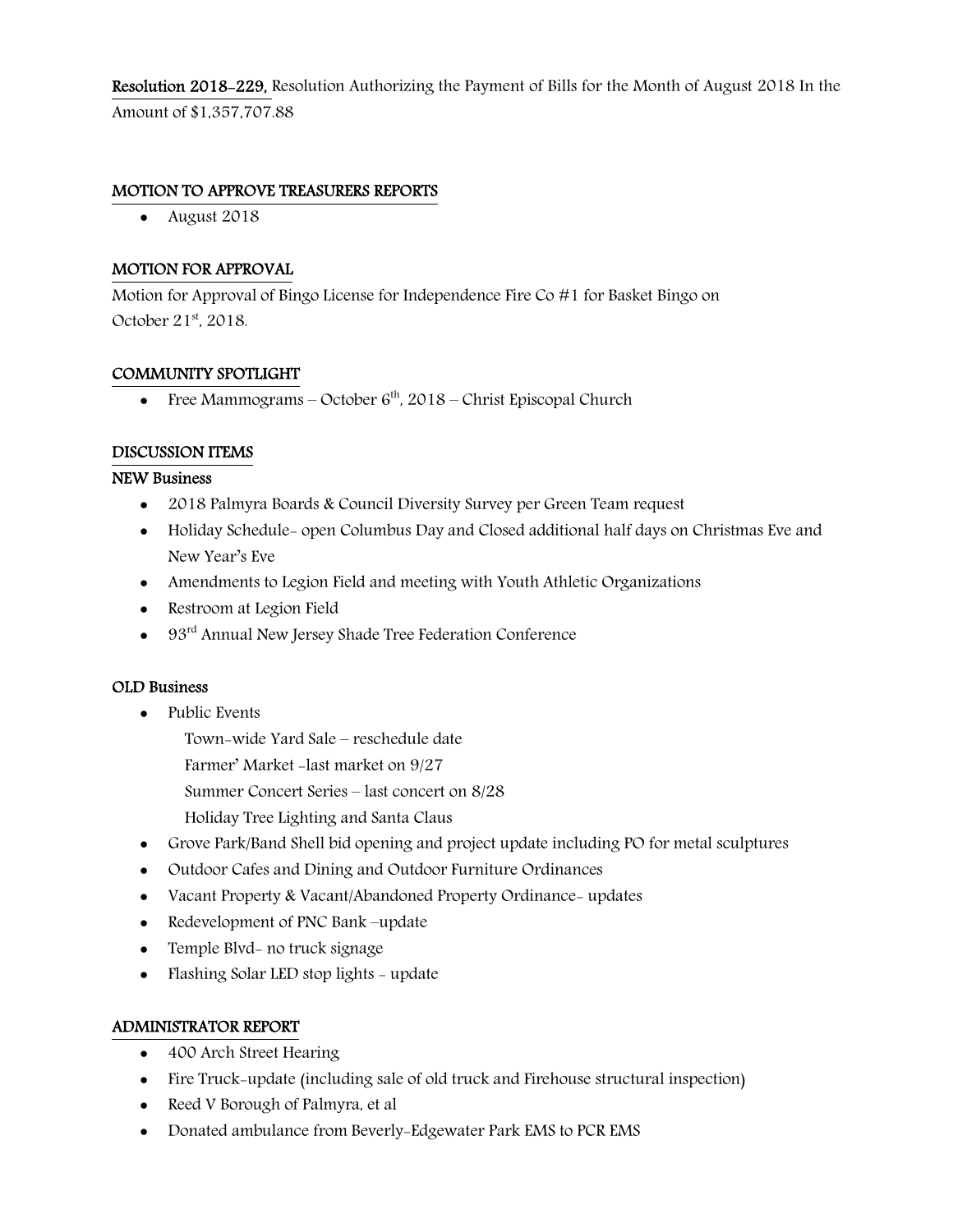**Resolution 2018-229,** Resolution Authorizing the Payment of Bills for the Month of August 2018 In the Amount of $1,357,707.88

**MOTION TO APPROVE TREASURERS REPORTS**

- August 2018

**MOTION FOR APPROVAL**

Motion for Approval of Bingo License for Independence Fire Co #1 for Basket Bingo on October 21st, 2018.

**COMMUNITY SPOTLIGHT**

- Free Mammograms – October 6th, 2018 – Christ Episcopal Church

**DISCUSSION ITEMS**

**NEW Business**

- 2018 Palmyra Boards & Council Diversity Survey per Green Team request
- Holiday Schedule- open Columbus Day and Closed additional half days on Christmas Eve and New Year's Eve
- Amendments to Legion Field and meeting with Youth Athletic Organizations
- Restroom at Legion Field
- 93rd Annual New Jersey Shade Tree Federation Conference

**OLD Business**

- Public Events
  - Town-wide Yard Sale – reschedule date
  - Farmer' Market -last market on 9/27
  - Summer Concert Series – last concert on 8/28
  - Holiday Tree Lighting and Santa Claus
- Grove Park/Band Shell bid opening and project update including PO for metal sculptures
- Outdoor Cafes and Dining and Outdoor Furniture Ordinances
- Vacant Property & Vacant/Abandoned Property Ordinance- updates
- Redevelopment of PNC Bank –update
- Temple Blvd- no truck signage
- Flashing Solar LED stop lights - update

**ADMINISTRATOR REPORT**

- 400 Arch Street Hearing
- Fire Truck-update (including sale of old truck and Firehouse structural inspection)
- Reed V Borough of Palmyra, et al
- Donated ambulance from Beverly-Edgewater Park EMS to PCR EMS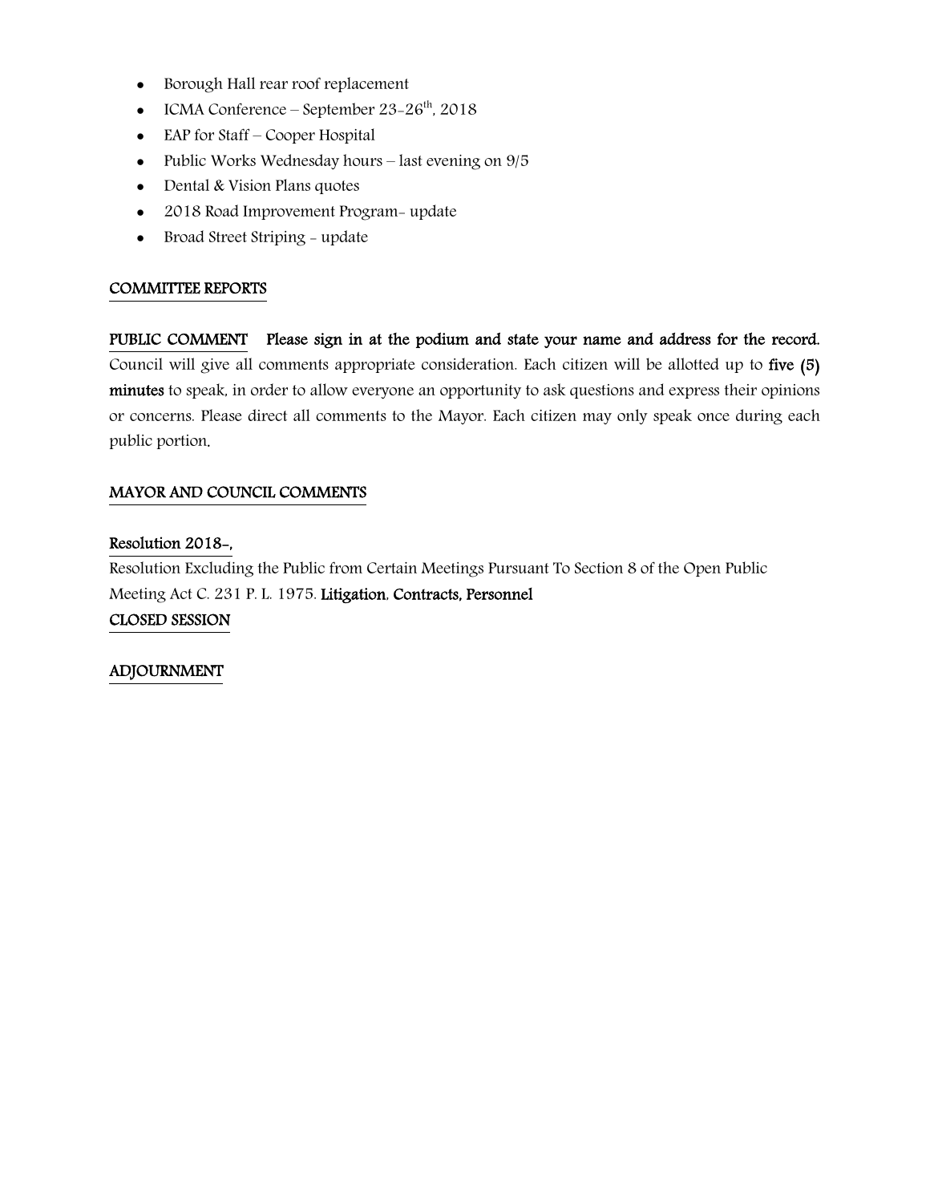- Borough Hall rear roof replacement
- ICMA Conference – September 23-26th, 2018
- EAP for Staff – Cooper Hospital
- Public Works Wednesday hours – last evening on 9/5
- Dental & Vision Plans quotes
- 2018 Road Improvement Program- update
- Broad Street Striping - update

**COMMITTEE REPORTS**

**PUBLIC COMMENT** **Please sign in at the podium and state your name and address for the record.** Council will give all comments appropriate consideration. Each citizen will be allotted up to **five (5) minutes** to speak, in order to allow everyone an opportunity to ask questions and express their opinions or concerns. Please direct all comments to the Mayor. Each citizen may only speak once during each public portion.

**MAYOR AND COUNCIL COMMENTS**

**Resolution 2018-,**
Resolution Excluding the Public from Certain Meetings Pursuant To Section 8 of the Open Public Meeting Act C. 231 P. L. 1975. **Litigation, Contracts, Personnel**

**CLOSED SESSION**

**ADJOURNMENT**